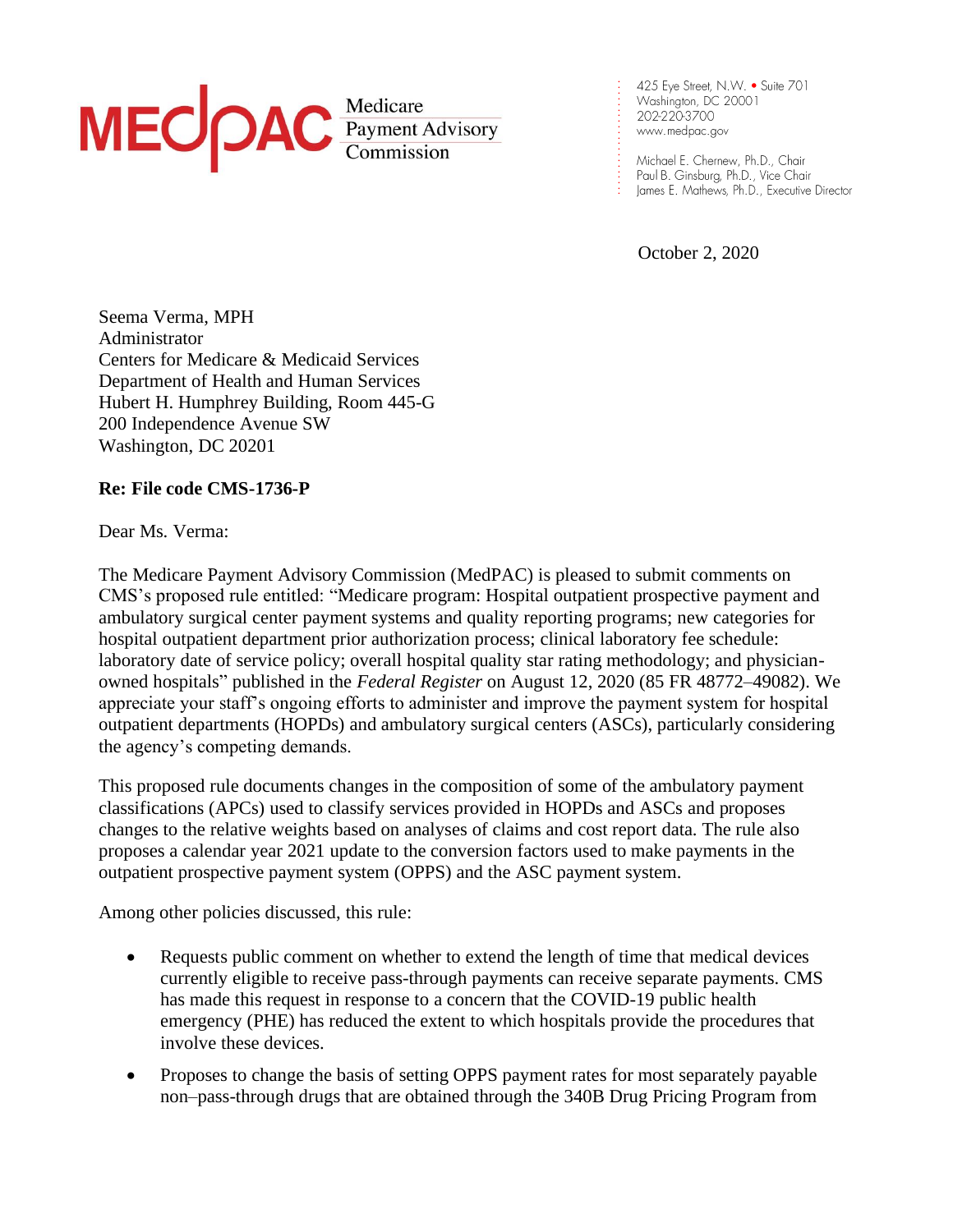MEDPAC Medicare Payment Advisory Commission

425 Eye Street, N.W. • Suite 701
Washington, DC 20001
202-220-3700
www.medpac.gov

Michael E. Chernew, Ph.D., Chair
Paul B. Ginsburg, Ph.D., Vice Chair
James E. Mathews, Ph.D., Executive Director

October 2, 2020

Seema Verma, MPH
Administrator
Centers for Medicare & Medicaid Services
Department of Health and Human Services
Hubert H. Humphrey Building, Room 445-G
200 Independence Avenue SW
Washington, DC 20201

**Re: File code CMS-1736-P**

Dear Ms. Verma:

The Medicare Payment Advisory Commission (MedPAC) is pleased to submit comments on CMS's proposed rule entitled: "Medicare program: Hospital outpatient prospective payment and ambulatory surgical center payment systems and quality reporting programs; new categories for hospital outpatient department prior authorization process; clinical laboratory fee schedule: laboratory date of service policy; overall hospital quality star rating methodology; and physician-owned hospitals" published in the *Federal Register* on August 12, 2020 (85 FR 48772–49082). We appreciate your staff's ongoing efforts to administer and improve the payment system for hospital outpatient departments (HOPDs) and ambulatory surgical centers (ASCs), particularly considering the agency's competing demands.

This proposed rule documents changes in the composition of some of the ambulatory payment classifications (APCs) used to classify services provided in HOPDs and ASCs and proposes changes to the relative weights based on analyses of claims and cost report data. The rule also proposes a calendar year 2021 update to the conversion factors used to make payments in the outpatient prospective payment system (OPPS) and the ASC payment system.

Among other policies discussed, this rule:

- Requests public comment on whether to extend the length of time that medical devices currently eligible to receive pass-through payments can receive separate payments. CMS has made this request in response to a concern that the COVID-19 public health emergency (PHE) has reduced the extent to which hospitals provide the procedures that involve these devices.
- Proposes to change the basis of setting OPPS payment rates for most separately payable non–pass-through drugs that are obtained through the 340B Drug Pricing Program from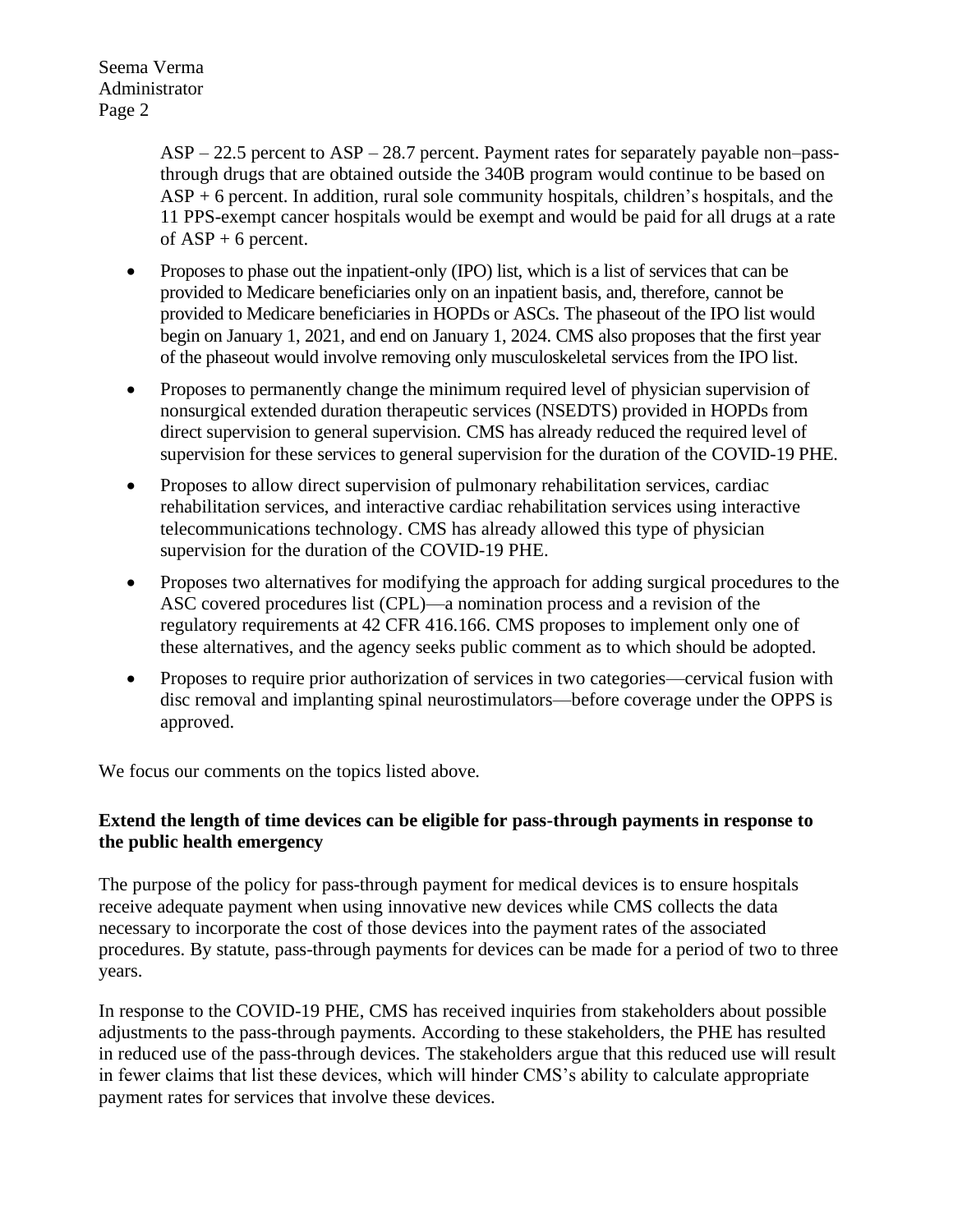ASP – 22.5 percent to ASP – 28.7 percent. Payment rates for separately payable non–pass-through drugs that are obtained outside the 340B program would continue to be based on ASP + 6 percent. In addition, rural sole community hospitals, children's hospitals, and the 11 PPS-exempt cancer hospitals would be exempt and would be paid for all drugs at a rate of ASP + 6 percent.

- Proposes to phase out the inpatient-only (IPO) list, which is a list of services that can be provided to Medicare beneficiaries only on an inpatient basis, and, therefore, cannot be provided to Medicare beneficiaries in HOPDs or ASCs. The phaseout of the IPO list would begin on January 1, 2021, and end on January 1, 2024. CMS also proposes that the first year of the phaseout would involve removing only musculoskeletal services from the IPO list.
- Proposes to permanently change the minimum required level of physician supervision of nonsurgical extended duration therapeutic services (NSEDTS) provided in HOPDs from direct supervision to general supervision. CMS has already reduced the required level of supervision for these services to general supervision for the duration of the COVID-19 PHE.
- Proposes to allow direct supervision of pulmonary rehabilitation services, cardiac rehabilitation services, and interactive cardiac rehabilitation services using interactive telecommunications technology. CMS has already allowed this type of physician supervision for the duration of the COVID-19 PHE.
- Proposes two alternatives for modifying the approach for adding surgical procedures to the ASC covered procedures list (CPL)—a nomination process and a revision of the regulatory requirements at 42 CFR 416.166. CMS proposes to implement only one of these alternatives, and the agency seeks public comment as to which should be adopted.
- Proposes to require prior authorization of services in two categories—cervical fusion with disc removal and implanting spinal neurostimulators—before coverage under the OPPS is approved.

We focus our comments on the topics listed above.

**Extend the length of time devices can be eligible for pass-through payments in response to the public health emergency**

The purpose of the policy for pass-through payment for medical devices is to ensure hospitals receive adequate payment when using innovative new devices while CMS collects the data necessary to incorporate the cost of those devices into the payment rates of the associated procedures. By statute, pass-through payments for devices can be made for a period of two to three years.

In response to the COVID-19 PHE, CMS has received inquiries from stakeholders about possible adjustments to the pass-through payments. According to these stakeholders, the PHE has resulted in reduced use of the pass-through devices. The stakeholders argue that this reduced use will result in fewer claims that list these devices, which will hinder CMS's ability to calculate appropriate payment rates for services that involve these devices.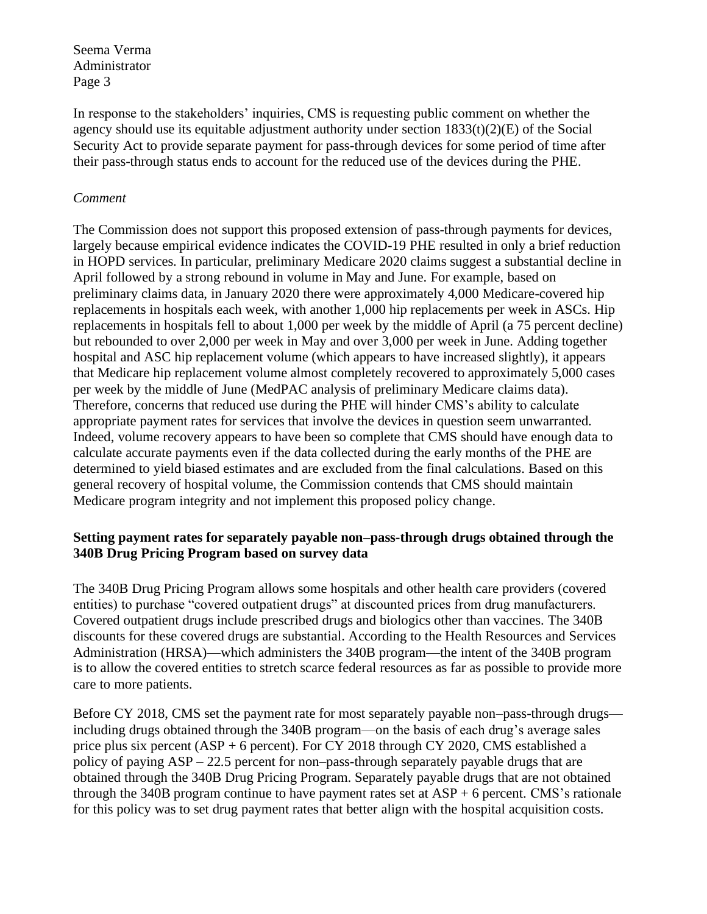In response to the stakeholders' inquiries, CMS is requesting public comment on whether the agency should use its equitable adjustment authority under section 1833(t)(2)(E) of the Social Security Act to provide separate payment for pass-through devices for some period of time after their pass-through status ends to account for the reduced use of the devices during the PHE.

*Comment*

The Commission does not support this proposed extension of pass-through payments for devices, largely because empirical evidence indicates the COVID-19 PHE resulted in only a brief reduction in HOPD services. In particular, preliminary Medicare 2020 claims suggest a substantial decline in April followed by a strong rebound in volume in May and June. For example, based on preliminary claims data, in January 2020 there were approximately 4,000 Medicare-covered hip replacements in hospitals each week, with another 1,000 hip replacements per week in ASCs. Hip replacements in hospitals fell to about 1,000 per week by the middle of April (a 75 percent decline) but rebounded to over 2,000 per week in May and over 3,000 per week in June. Adding together hospital and ASC hip replacement volume (which appears to have increased slightly), it appears that Medicare hip replacement volume almost completely recovered to approximately 5,000 cases per week by the middle of June (MedPAC analysis of preliminary Medicare claims data). Therefore, concerns that reduced use during the PHE will hinder CMS's ability to calculate appropriate payment rates for services that involve the devices in question seem unwarranted. Indeed, volume recovery appears to have been so complete that CMS should have enough data to calculate accurate payments even if the data collected during the early months of the PHE are determined to yield biased estimates and are excluded from the final calculations. Based on this general recovery of hospital volume, the Commission contends that CMS should maintain Medicare program integrity and not implement this proposed policy change.

**Setting payment rates for separately payable non–pass-through drugs obtained through the 340B Drug Pricing Program based on survey data**

The 340B Drug Pricing Program allows some hospitals and other health care providers (covered entities) to purchase "covered outpatient drugs" at discounted prices from drug manufacturers. Covered outpatient drugs include prescribed drugs and biologics other than vaccines. The 340B discounts for these covered drugs are substantial. According to the Health Resources and Services Administration (HRSA)—which administers the 340B program—the intent of the 340B program is to allow the covered entities to stretch scarce federal resources as far as possible to provide more care to more patients.

Before CY 2018, CMS set the payment rate for most separately payable non–pass-through drugs—including drugs obtained through the 340B program—on the basis of each drug's average sales price plus six percent (ASP + 6 percent). For CY 2018 through CY 2020, CMS established a policy of paying ASP – 22.5 percent for non–pass-through separately payable drugs that are obtained through the 340B Drug Pricing Program. Separately payable drugs that are not obtained through the 340B program continue to have payment rates set at ASP + 6 percent. CMS's rationale for this policy was to set drug payment rates that better align with the hospital acquisition costs.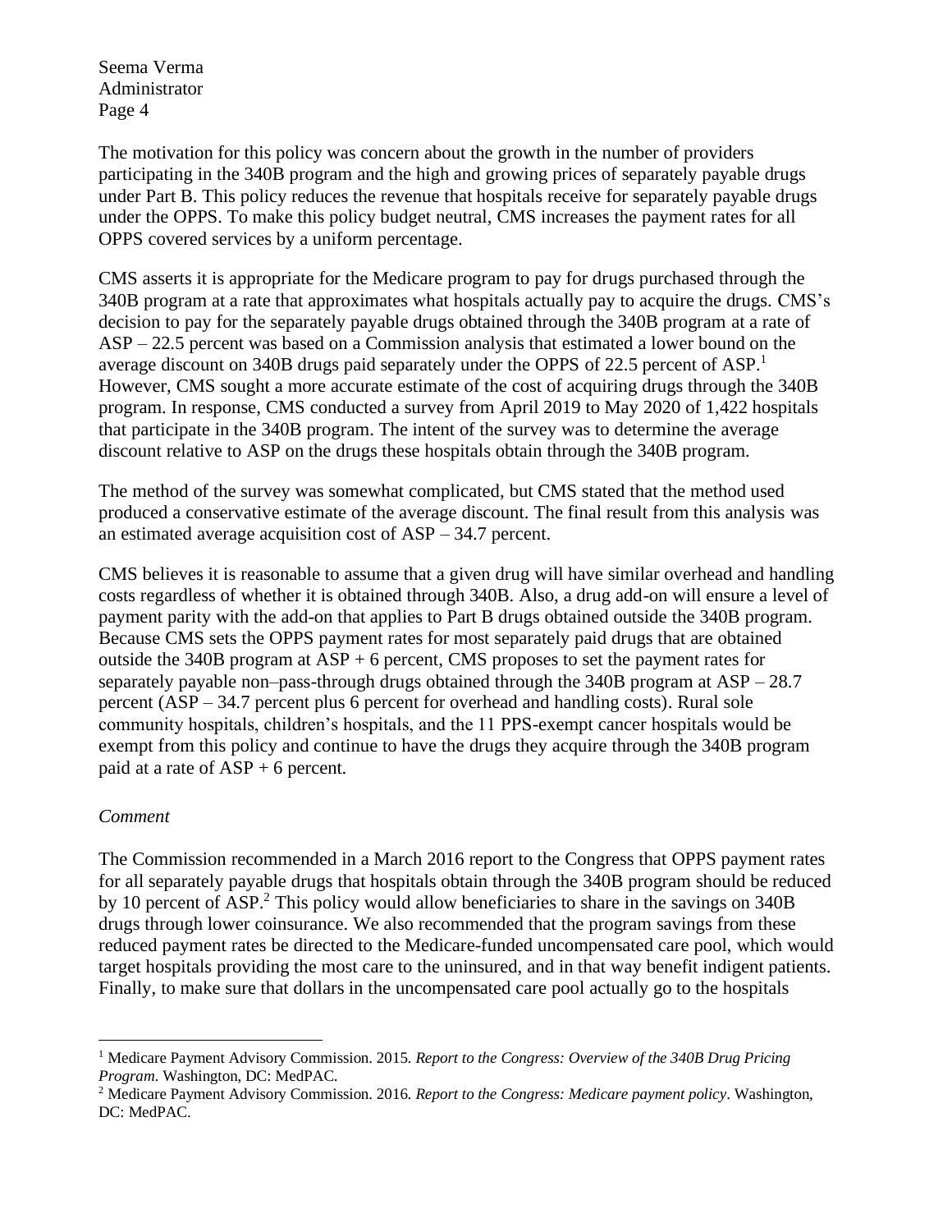The motivation for this policy was concern about the growth in the number of providers participating in the 340B program and the high and growing prices of separately payable drugs under Part B. This policy reduces the revenue that hospitals receive for separately payable drugs under the OPPS. To make this policy budget neutral, CMS increases the payment rates for all OPPS covered services by a uniform percentage.

CMS asserts it is appropriate for the Medicare program to pay for drugs purchased through the 340B program at a rate that approximates what hospitals actually pay to acquire the drugs. CMS's decision to pay for the separately payable drugs obtained through the 340B program at a rate of ASP – 22.5 percent was based on a Commission analysis that estimated a lower bound on the average discount on 340B drugs paid separately under the OPPS of 22.5 percent of ASP.[1] However, CMS sought a more accurate estimate of the cost of acquiring drugs through the 340B program. In response, CMS conducted a survey from April 2019 to May 2020 of 1,422 hospitals that participate in the 340B program. The intent of the survey was to determine the average discount relative to ASP on the drugs these hospitals obtain through the 340B program.

The method of the survey was somewhat complicated, but CMS stated that the method used produced a conservative estimate of the average discount. The final result from this analysis was an estimated average acquisition cost of ASP – 34.7 percent.

CMS believes it is reasonable to assume that a given drug will have similar overhead and handling costs regardless of whether it is obtained through 340B. Also, a drug add-on will ensure a level of payment parity with the add-on that applies to Part B drugs obtained outside the 340B program. Because CMS sets the OPPS payment rates for most separately paid drugs that are obtained outside the 340B program at ASP + 6 percent, CMS proposes to set the payment rates for separately payable non–pass-through drugs obtained through the 340B program at ASP – 28.7 percent (ASP – 34.7 percent plus 6 percent for overhead and handling costs). Rural sole community hospitals, children's hospitals, and the 11 PPS-exempt cancer hospitals would be exempt from this policy and continue to have the drugs they acquire through the 340B program paid at a rate of ASP + 6 percent.

*Comment*

The Commission recommended in a March 2016 report to the Congress that OPPS payment rates for all separately payable drugs that hospitals obtain through the 340B program should be reduced by 10 percent of ASP.[2] This policy would allow beneficiaries to share in the savings on 340B drugs through lower coinsurance. We also recommended that the program savings from these reduced payment rates be directed to the Medicare-funded uncompensated care pool, which would target hospitals providing the most care to the uninsured, and in that way benefit indigent patients. Finally, to make sure that dollars in the uncompensated care pool actually go to the hospitals

---

[1] Medicare Payment Advisory Commission. 2015. *Report to the Congress: Overview of the 340B Drug Pricing Program*. Washington, DC: MedPAC.

[2] Medicare Payment Advisory Commission. 2016. *Report to the Congress: Medicare payment policy*. Washington, DC: MedPAC.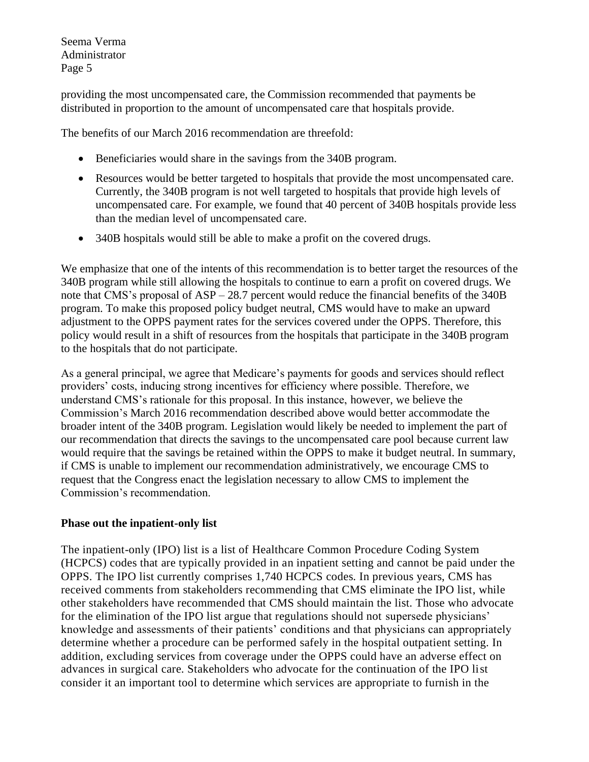providing the most uncompensated care, the Commission recommended that payments be distributed in proportion to the amount of uncompensated care that hospitals provide.

The benefits of our March 2016 recommendation are threefold:

- Beneficiaries would share in the savings from the 340B program.
- Resources would be better targeted to hospitals that provide the most uncompensated care. Currently, the 340B program is not well targeted to hospitals that provide high levels of uncompensated care. For example, we found that 40 percent of 340B hospitals provide less than the median level of uncompensated care.
- 340B hospitals would still be able to make a profit on the covered drugs.

We emphasize that one of the intents of this recommendation is to better target the resources of the 340B program while still allowing the hospitals to continue to earn a profit on covered drugs. We note that CMS's proposal of ASP – 28.7 percent would reduce the financial benefits of the 340B program. To make this proposed policy budget neutral, CMS would have to make an upward adjustment to the OPPS payment rates for the services covered under the OPPS. Therefore, this policy would result in a shift of resources from the hospitals that participate in the 340B program to the hospitals that do not participate.

As a general principal, we agree that Medicare's payments for goods and services should reflect providers' costs, inducing strong incentives for efficiency where possible. Therefore, we understand CMS's rationale for this proposal. In this instance, however, we believe the Commission's March 2016 recommendation described above would better accommodate the broader intent of the 340B program. Legislation would likely be needed to implement the part of our recommendation that directs the savings to the uncompensated care pool because current law would require that the savings be retained within the OPPS to make it budget neutral. In summary, if CMS is unable to implement our recommendation administratively, we encourage CMS to request that the Congress enact the legislation necessary to allow CMS to implement the Commission's recommendation.

**Phase out the inpatient-only list**

The inpatient-only (IPO) list is a list of Healthcare Common Procedure Coding System (HCPCS) codes that are typically provided in an inpatient setting and cannot be paid under the OPPS. The IPO list currently comprises 1,740 HCPCS codes. In previous years, CMS has received comments from stakeholders recommending that CMS eliminate the IPO list, while other stakeholders have recommended that CMS should maintain the list. Those who advocate for the elimination of the IPO list argue that regulations should not supersede physicians' knowledge and assessments of their patients' conditions and that physicians can appropriately determine whether a procedure can be performed safely in the hospital outpatient setting. In addition, excluding services from coverage under the OPPS could have an adverse effect on advances in surgical care. Stakeholders who advocate for the continuation of the IPO list consider it an important tool to determine which services are appropriate to furnish in the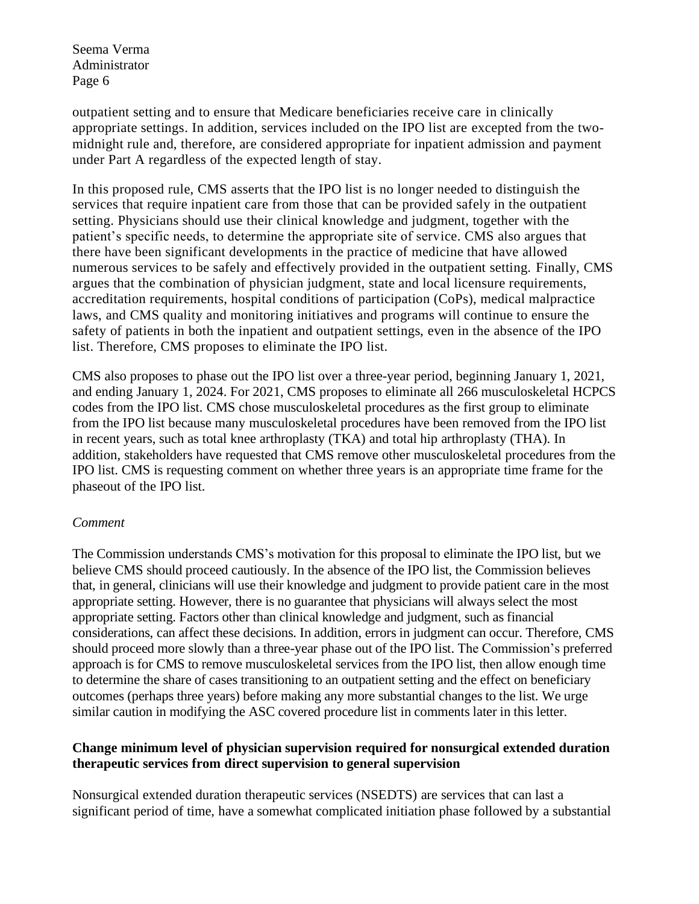outpatient setting and to ensure that Medicare beneficiaries receive care in clinically appropriate settings. In addition, services included on the IPO list are excepted from the two-midnight rule and, therefore, are considered appropriate for inpatient admission and payment under Part A regardless of the expected length of stay.

In this proposed rule, CMS asserts that the IPO list is no longer needed to distinguish the services that require inpatient care from those that can be provided safely in the outpatient setting. Physicians should use their clinical knowledge and judgment, together with the patient's specific needs, to determine the appropriate site of service. CMS also argues that there have been significant developments in the practice of medicine that have allowed numerous services to be safely and effectively provided in the outpatient setting. Finally, CMS argues that the combination of physician judgment, state and local licensure requirements, accreditation requirements, hospital conditions of participation (CoPs), medical malpractice laws, and CMS quality and monitoring initiatives and programs will continue to ensure the safety of patients in both the inpatient and outpatient settings, even in the absence of the IPO list. Therefore, CMS proposes to eliminate the IPO list.

CMS also proposes to phase out the IPO list over a three-year period, beginning January 1, 2021, and ending January 1, 2024. For 2021, CMS proposes to eliminate all 266 musculoskeletal HCPCS codes from the IPO list. CMS chose musculoskeletal procedures as the first group to eliminate from the IPO list because many musculoskeletal procedures have been removed from the IPO list in recent years, such as total knee arthroplasty (TKA) and total hip arthroplasty (THA). In addition, stakeholders have requested that CMS remove other musculoskeletal procedures from the IPO list. CMS is requesting comment on whether three years is an appropriate time frame for the phaseout of the IPO list.

*Comment*

The Commission understands CMS's motivation for this proposal to eliminate the IPO list, but we believe CMS should proceed cautiously. In the absence of the IPO list, the Commission believes that, in general, clinicians will use their knowledge and judgment to provide patient care in the most appropriate setting. However, there is no guarantee that physicians will always select the most appropriate setting. Factors other than clinical knowledge and judgment, such as financial considerations, can affect these decisions. In addition, errors in judgment can occur. Therefore, CMS should proceed more slowly than a three-year phase out of the IPO list. The Commission's preferred approach is for CMS to remove musculoskeletal services from the IPO list, then allow enough time to determine the share of cases transitioning to an outpatient setting and the effect on beneficiary outcomes (perhaps three years) before making any more substantial changes to the list. We urge similar caution in modifying the ASC covered procedure list in comments later in this letter.

**Change minimum level of physician supervision required for nonsurgical extended duration therapeutic services from direct supervision to general supervision**

Nonsurgical extended duration therapeutic services (NSEDTS) are services that can last a significant period of time, have a somewhat complicated initiation phase followed by a substantial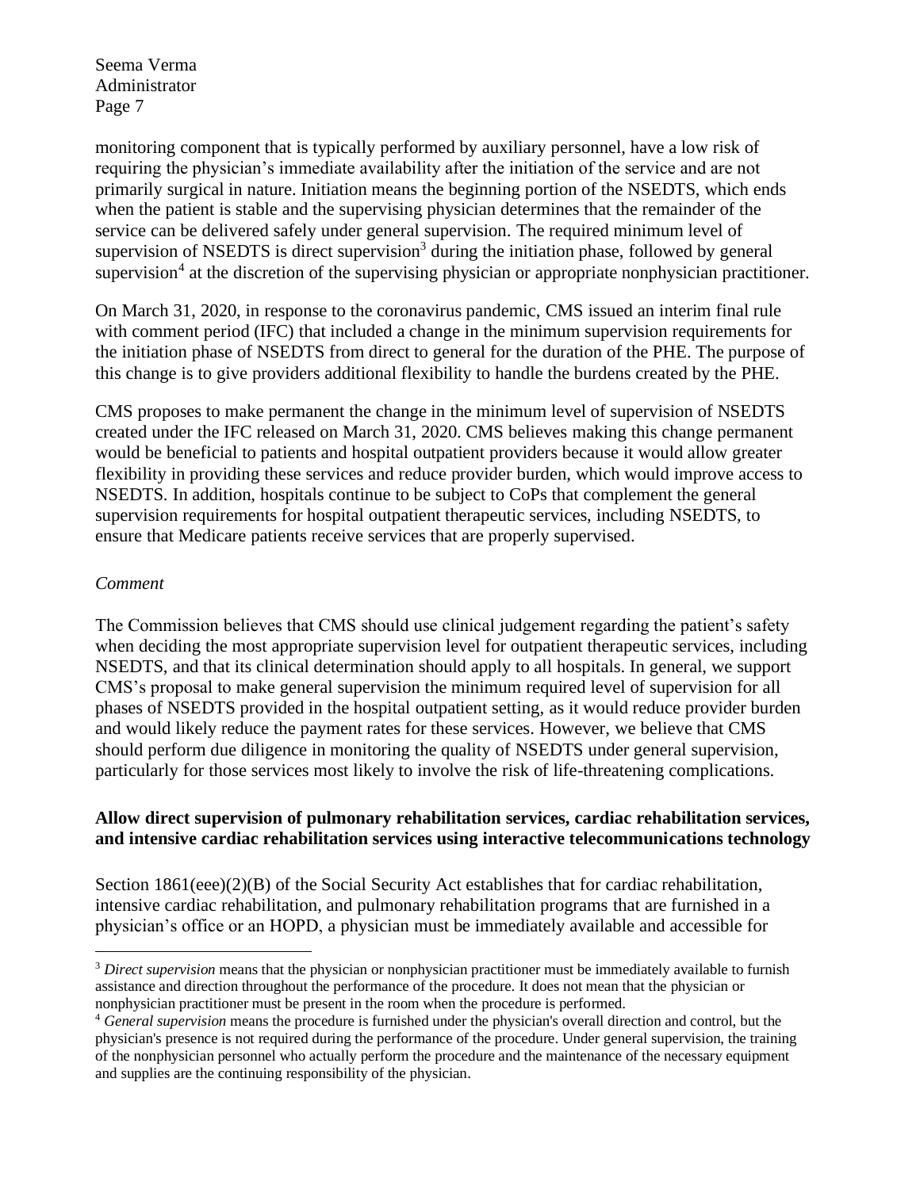monitoring component that is typically performed by auxiliary personnel, have a low risk of requiring the physician's immediate availability after the initiation of the service and are not primarily surgical in nature. Initiation means the beginning portion of the NSEDTS, which ends when the patient is stable and the supervising physician determines that the remainder of the service can be delivered safely under general supervision. The required minimum level of supervision of NSEDTS is direct supervision[3] during the initiation phase, followed by general supervision[4] at the discretion of the supervising physician or appropriate nonphysician practitioner.

On March 31, 2020, in response to the coronavirus pandemic, CMS issued an interim final rule with comment period (IFC) that included a change in the minimum supervision requirements for the initiation phase of NSEDTS from direct to general for the duration of the PHE. The purpose of this change is to give providers additional flexibility to handle the burdens created by the PHE.

CMS proposes to make permanent the change in the minimum level of supervision of NSEDTS created under the IFC released on March 31, 2020. CMS believes making this change permanent would be beneficial to patients and hospital outpatient providers because it would allow greater flexibility in providing these services and reduce provider burden, which would improve access to NSEDTS. In addition, hospitals continue to be subject to CoPs that complement the general supervision requirements for hospital outpatient therapeutic services, including NSEDTS, to ensure that Medicare patients receive services that are properly supervised.

*Comment*

The Commission believes that CMS should use clinical judgement regarding the patient's safety when deciding the most appropriate supervision level for outpatient therapeutic services, including NSEDTS, and that its clinical determination should apply to all hospitals. In general, we support CMS's proposal to make general supervision the minimum required level of supervision for all phases of NSEDTS provided in the hospital outpatient setting, as it would reduce provider burden and would likely reduce the payment rates for these services. However, we believe that CMS should perform due diligence in monitoring the quality of NSEDTS under general supervision, particularly for those services most likely to involve the risk of life-threatening complications.

**Allow direct supervision of pulmonary rehabilitation services, cardiac rehabilitation services, and intensive cardiac rehabilitation services using interactive telecommunications technology**

Section 1861(eee)(2)(B) of the Social Security Act establishes that for cardiac rehabilitation, intensive cardiac rehabilitation, and pulmonary rehabilitation programs that are furnished in a physician's office or an HOPD, a physician must be immediately available and accessible for

---

[3] *Direct supervision* means that the physician or nonphysician practitioner must be immediately available to furnish assistance and direction throughout the performance of the procedure. It does not mean that the physician or nonphysician practitioner must be present in the room when the procedure is performed.

[4] *General supervision* means the procedure is furnished under the physician's overall direction and control, but the physician's presence is not required during the performance of the procedure. Under general supervision, the training of the nonphysician personnel who actually perform the procedure and the maintenance of the necessary equipment and supplies are the continuing responsibility of the physician.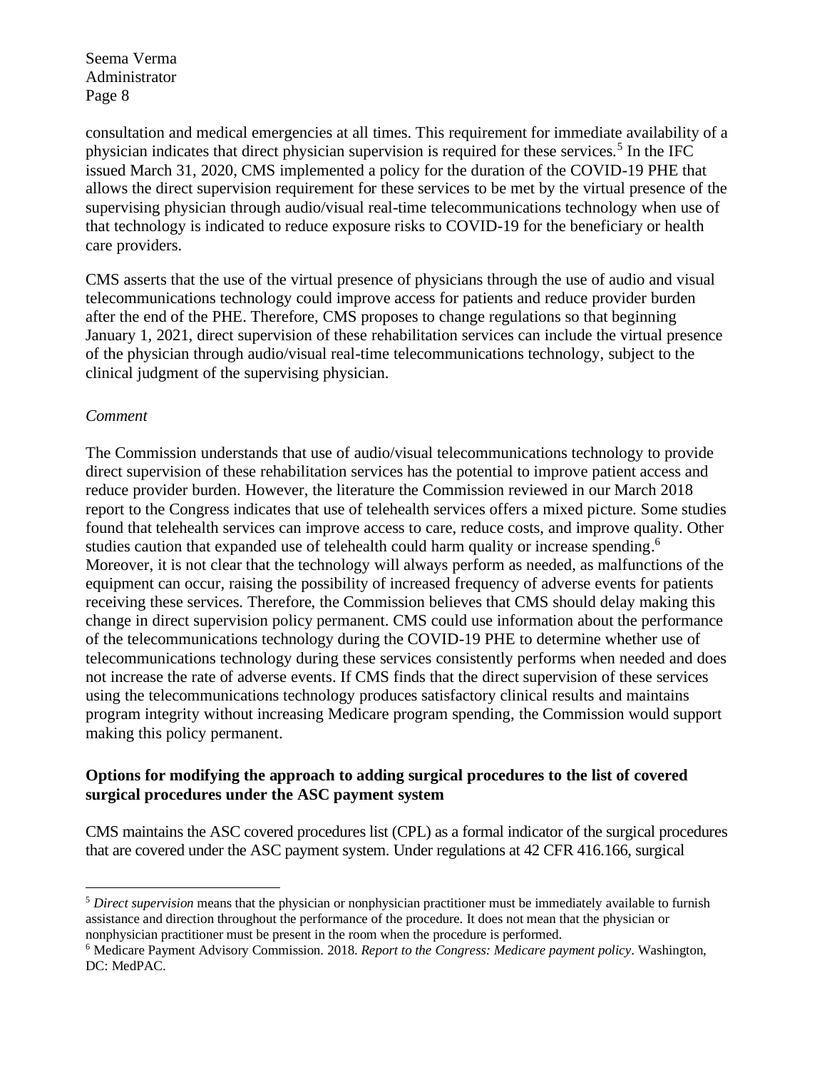consultation and medical emergencies at all times. This requirement for immediate availability of a physician indicates that direct physician supervision is required for these services.[5] In the IFC issued March 31, 2020, CMS implemented a policy for the duration of the COVID-19 PHE that allows the direct supervision requirement for these services to be met by the virtual presence of the supervising physician through audio/visual real-time telecommunications technology when use of that technology is indicated to reduce exposure risks to COVID-19 for the beneficiary or health care providers.

CMS asserts that the use of the virtual presence of physicians through the use of audio and visual telecommunications technology could improve access for patients and reduce provider burden after the end of the PHE. Therefore, CMS proposes to change regulations so that beginning January 1, 2021, direct supervision of these rehabilitation services can include the virtual presence of the physician through audio/visual real-time telecommunications technology, subject to the clinical judgment of the supervising physician.

*Comment*

The Commission understands that use of audio/visual telecommunications technology to provide direct supervision of these rehabilitation services has the potential to improve patient access and reduce provider burden. However, the literature the Commission reviewed in our March 2018 report to the Congress indicates that use of telehealth services offers a mixed picture. Some studies found that telehealth services can improve access to care, reduce costs, and improve quality. Other studies caution that expanded use of telehealth could harm quality or increase spending.[6] Moreover, it is not clear that the technology will always perform as needed, as malfunctions of the equipment can occur, raising the possibility of increased frequency of adverse events for patients receiving these services. Therefore, the Commission believes that CMS should delay making this change in direct supervision policy permanent. CMS could use information about the performance of the telecommunications technology during the COVID-19 PHE to determine whether use of telecommunications technology during these services consistently performs when needed and does not increase the rate of adverse events. If CMS finds that the direct supervision of these services using the telecommunications technology produces satisfactory clinical results and maintains program integrity without increasing Medicare program spending, the Commission would support making this policy permanent.

**Options for modifying the approach to adding surgical procedures to the list of covered surgical procedures under the ASC payment system**

CMS maintains the ASC covered procedures list (CPL) as a formal indicator of the surgical procedures that are covered under the ASC payment system. Under regulations at 42 CFR 416.166, surgical

[5] *Direct supervision* means that the physician or nonphysician practitioner must be immediately available to furnish assistance and direction throughout the performance of the procedure. It does not mean that the physician or nonphysician practitioner must be present in the room when the procedure is performed.

[6] Medicare Payment Advisory Commission. 2018. *Report to the Congress: Medicare payment policy*. Washington, DC: MedPAC.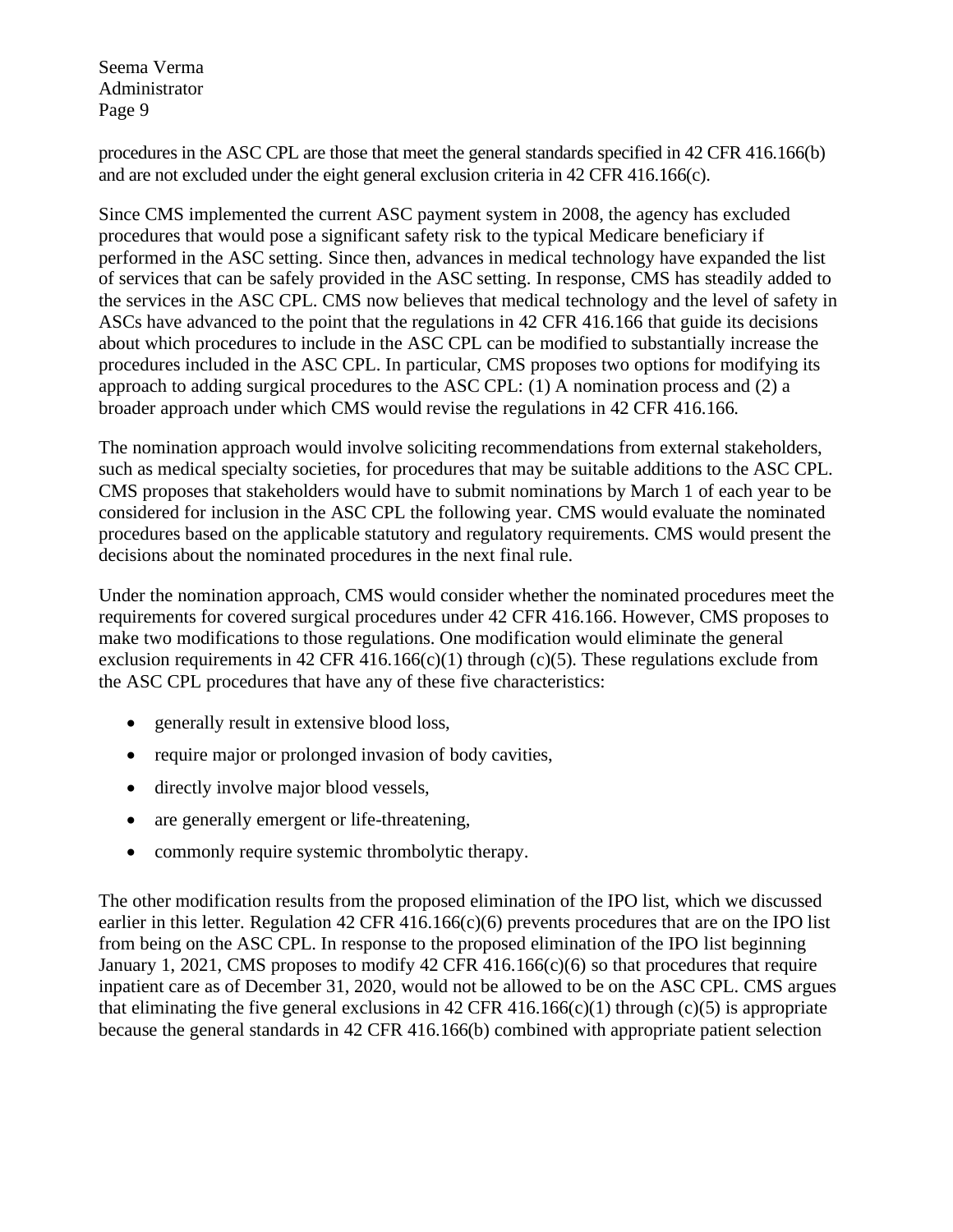procedures in the ASC CPL are those that meet the general standards specified in 42 CFR 416.166(b) and are not excluded under the eight general exclusion criteria in 42 CFR 416.166(c).

Since CMS implemented the current ASC payment system in 2008, the agency has excluded procedures that would pose a significant safety risk to the typical Medicare beneficiary if performed in the ASC setting. Since then, advances in medical technology have expanded the list of services that can be safely provided in the ASC setting. In response, CMS has steadily added to the services in the ASC CPL. CMS now believes that medical technology and the level of safety in ASCs have advanced to the point that the regulations in 42 CFR 416.166 that guide its decisions about which procedures to include in the ASC CPL can be modified to substantially increase the procedures included in the ASC CPL. In particular, CMS proposes two options for modifying its approach to adding surgical procedures to the ASC CPL: (1) A nomination process and (2) a broader approach under which CMS would revise the regulations in 42 CFR 416.166.

The nomination approach would involve soliciting recommendations from external stakeholders, such as medical specialty societies, for procedures that may be suitable additions to the ASC CPL. CMS proposes that stakeholders would have to submit nominations by March 1 of each year to be considered for inclusion in the ASC CPL the following year. CMS would evaluate the nominated procedures based on the applicable statutory and regulatory requirements. CMS would present the decisions about the nominated procedures in the next final rule.

Under the nomination approach, CMS would consider whether the nominated procedures meet the requirements for covered surgical procedures under 42 CFR 416.166. However, CMS proposes to make two modifications to those regulations. One modification would eliminate the general exclusion requirements in 42 CFR 416.166(c)(1) through (c)(5). These regulations exclude from the ASC CPL procedures that have any of these five characteristics:

- generally result in extensive blood loss,
- require major or prolonged invasion of body cavities,
- directly involve major blood vessels,
- are generally emergent or life-threatening,
- commonly require systemic thrombolytic therapy.

The other modification results from the proposed elimination of the IPO list, which we discussed earlier in this letter. Regulation 42 CFR 416.166(c)(6) prevents procedures that are on the IPO list from being on the ASC CPL. In response to the proposed elimination of the IPO list beginning January 1, 2021, CMS proposes to modify 42 CFR 416.166(c)(6) so that procedures that require inpatient care as of December 31, 2020, would not be allowed to be on the ASC CPL. CMS argues that eliminating the five general exclusions in 42 CFR 416.166(c)(1) through (c)(5) is appropriate because the general standards in 42 CFR 416.166(b) combined with appropriate patient selection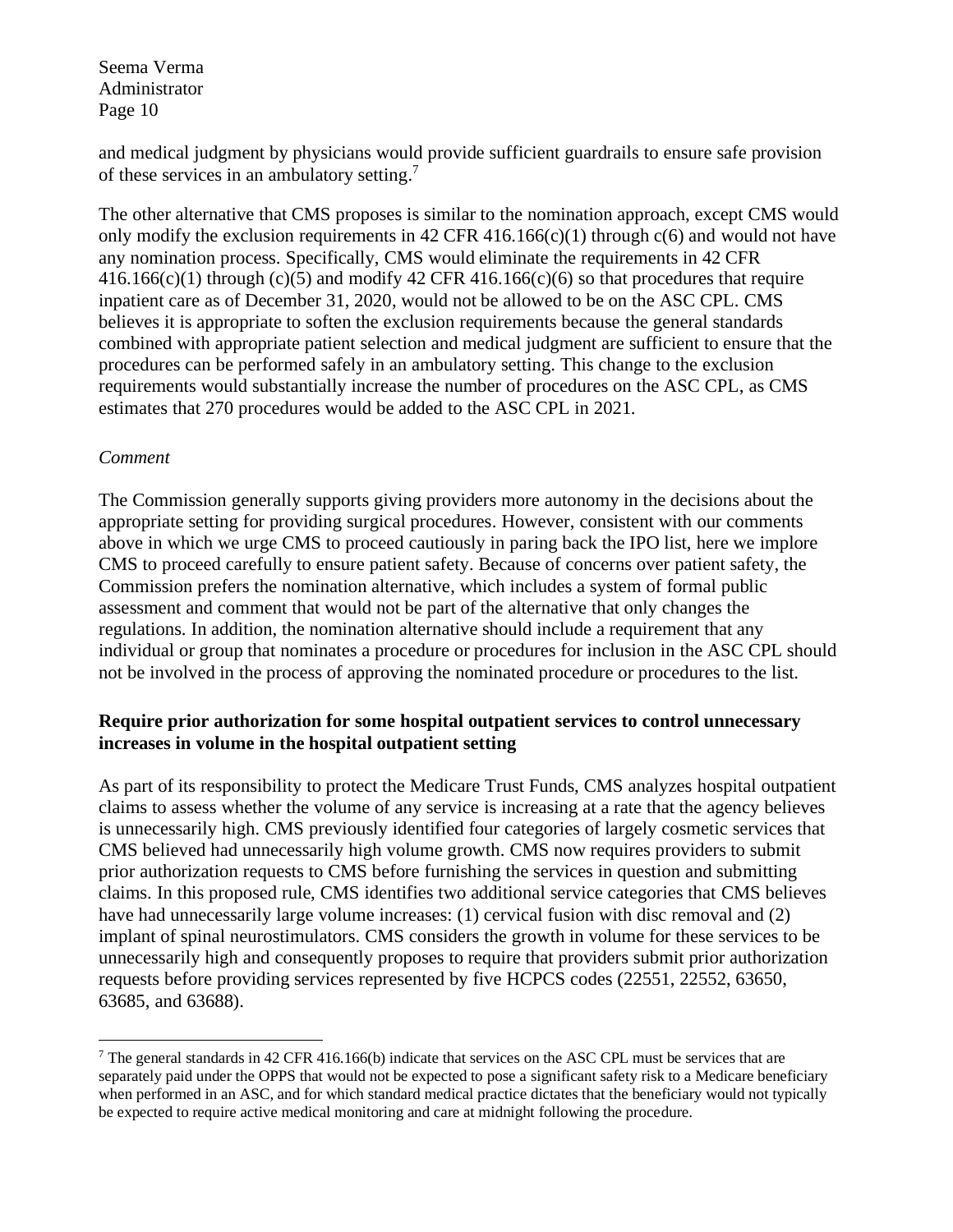and medical judgment by physicians would provide sufficient guardrails to ensure safe provision of these services in an ambulatory setting.[7]

The other alternative that CMS proposes is similar to the nomination approach, except CMS would only modify the exclusion requirements in 42 CFR 416.166(c)(1) through c(6) and would not have any nomination process. Specifically, CMS would eliminate the requirements in 42 CFR 416.166(c)(1) through (c)(5) and modify 42 CFR 416.166(c)(6) so that procedures that require inpatient care as of December 31, 2020, would not be allowed to be on the ASC CPL. CMS believes it is appropriate to soften the exclusion requirements because the general standards combined with appropriate patient selection and medical judgment are sufficient to ensure that the procedures can be performed safely in an ambulatory setting. This change to the exclusion requirements would substantially increase the number of procedures on the ASC CPL, as CMS estimates that 270 procedures would be added to the ASC CPL in 2021.

*Comment*

The Commission generally supports giving providers more autonomy in the decisions about the appropriate setting for providing surgical procedures. However, consistent with our comments above in which we urge CMS to proceed cautiously in paring back the IPO list, here we implore CMS to proceed carefully to ensure patient safety. Because of concerns over patient safety, the Commission prefers the nomination alternative, which includes a system of formal public assessment and comment that would not be part of the alternative that only changes the regulations. In addition, the nomination alternative should include a requirement that any individual or group that nominates a procedure or procedures for inclusion in the ASC CPL should not be involved in the process of approving the nominated procedure or procedures to the list.

**Require prior authorization for some hospital outpatient services to control unnecessary increases in volume in the hospital outpatient setting**

As part of its responsibility to protect the Medicare Trust Funds, CMS analyzes hospital outpatient claims to assess whether the volume of any service is increasing at a rate that the agency believes is unnecessarily high. CMS previously identified four categories of largely cosmetic services that CMS believed had unnecessarily high volume growth. CMS now requires providers to submit prior authorization requests to CMS before furnishing the services in question and submitting claims. In this proposed rule, CMS identifies two additional service categories that CMS believes have had unnecessarily large volume increases: (1) cervical fusion with disc removal and (2) implant of spinal neurostimulators. CMS considers the growth in volume for these services to be unnecessarily high and consequently proposes to require that providers submit prior authorization requests before providing services represented by five HCPCS codes (22551, 22552, 63650, 63685, and 63688).

[7] The general standards in 42 CFR 416.166(b) indicate that services on the ASC CPL must be services that are separately paid under the OPPS that would not be expected to pose a significant safety risk to a Medicare beneficiary when performed in an ASC, and for which standard medical practice dictates that the beneficiary would not typically be expected to require active medical monitoring and care at midnight following the procedure.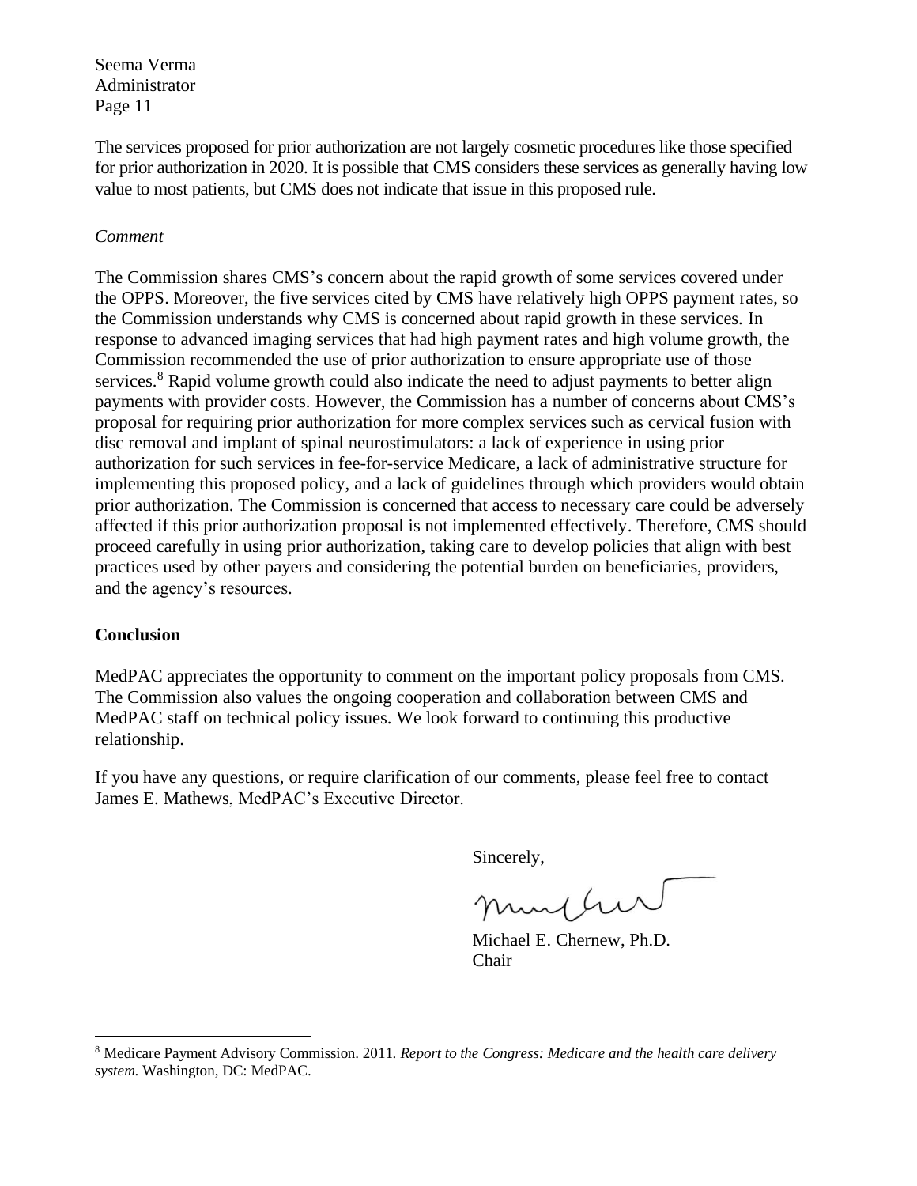The services proposed for prior authorization are not largely cosmetic procedures like those specified for prior authorization in 2020. It is possible that CMS considers these services as generally having low value to most patients, but CMS does not indicate that issue in this proposed rule.

*Comment*

The Commission shares CMS's concern about the rapid growth of some services covered under the OPPS. Moreover, the five services cited by CMS have relatively high OPPS payment rates, so the Commission understands why CMS is concerned about rapid growth in these services. In response to advanced imaging services that had high payment rates and high volume growth, the Commission recommended the use of prior authorization to ensure appropriate use of those services.[8] Rapid volume growth could also indicate the need to adjust payments to better align payments with provider costs. However, the Commission has a number of concerns about CMS's proposal for requiring prior authorization for more complex services such as cervical fusion with disc removal and implant of spinal neurostimulators: a lack of experience in using prior authorization for such services in fee-for-service Medicare, a lack of administrative structure for implementing this proposed policy, and a lack of guidelines through which providers would obtain prior authorization. The Commission is concerned that access to necessary care could be adversely affected if this prior authorization proposal is not implemented effectively. Therefore, CMS should proceed carefully in using prior authorization, taking care to develop policies that align with best practices used by other payers and considering the potential burden on beneficiaries, providers, and the agency's resources.

**Conclusion**

MedPAC appreciates the opportunity to comment on the important policy proposals from CMS. The Commission also values the ongoing cooperation and collaboration between CMS and MedPAC staff on technical policy issues. We look forward to continuing this productive relationship.

If you have any questions, or require clarification of our comments, please feel free to contact James E. Mathews, MedPAC's Executive Director.

Sincerely,

Michael E. Chernew, Ph.D.
Chair

[8] Medicare Payment Advisory Commission. 2011. *Report to the Congress: Medicare and the health care delivery system.* Washington, DC: MedPAC.